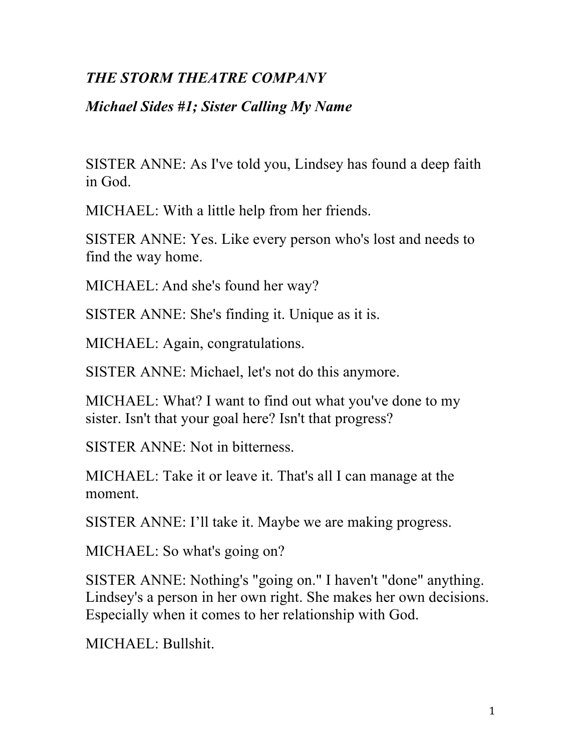***THE STORM THEATRE COMPANY***

***Michael Sides #1; Sister Calling My Name***

SISTER ANNE: As I've told you, Lindsey has found a deep faith in God.

MICHAEL: With a little help from her friends.

SISTER ANNE: Yes. Like every person who's lost and needs to find the way home.

MICHAEL: And she's found her way?

SISTER ANNE: She's finding it. Unique as it is.

MICHAEL: Again, congratulations.

SISTER ANNE: Michael, let's not do this anymore.

MICHAEL: What? I want to find out what you've done to my sister. Isn't that your goal here? Isn't that progress?

SISTER ANNE: Not in bitterness.

MICHAEL: Take it or leave it. That's all I can manage at the moment.

SISTER ANNE: I'll take it. Maybe we are making progress.

MICHAEL: So what's going on?

SISTER ANNE: Nothing's "going on." I haven't "done" anything. Lindsey's a person in her own right. She makes her own decisions. Especially when it comes to her relationship with God.

MICHAEL: Bullshit.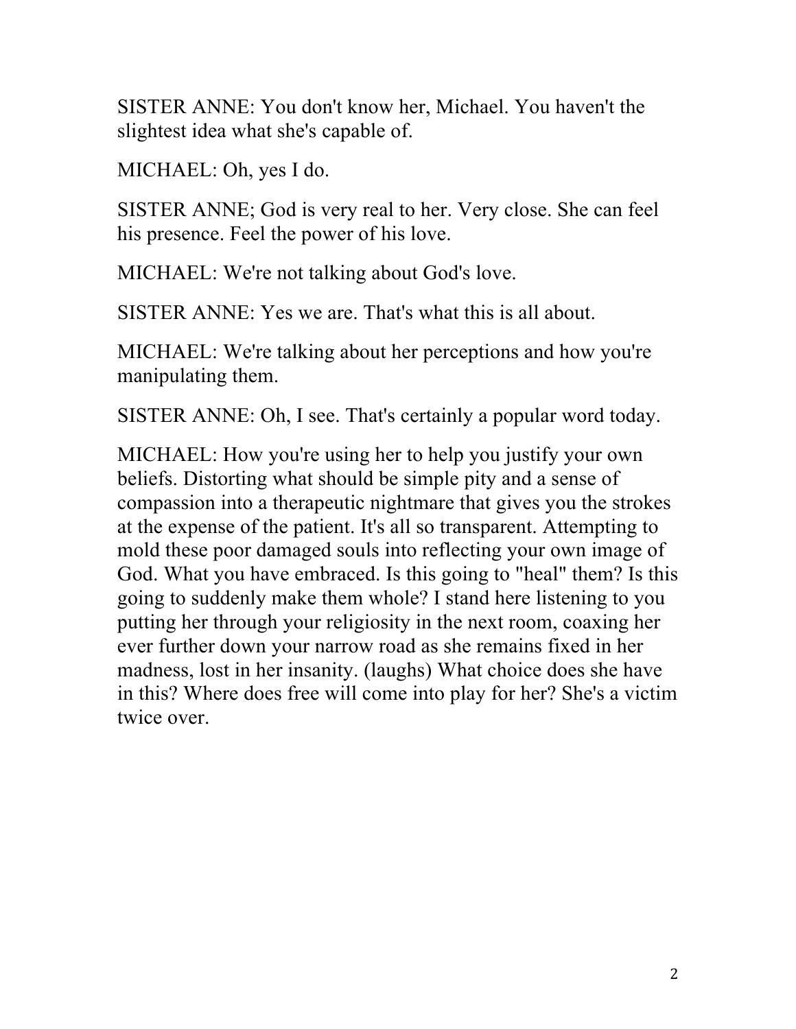SISTER ANNE: You don't know her, Michael. You haven't the slightest idea what she's capable of.

MICHAEL: Oh, yes I do.

SISTER ANNE; God is very real to her. Very close. She can feel his presence. Feel the power of his love.

MICHAEL: We're not talking about God's love.

SISTER ANNE: Yes we are. That's what this is all about.

MICHAEL: We're talking about her perceptions and how you're manipulating them.

SISTER ANNE: Oh, I see. That's certainly a popular word today.

MICHAEL: How you're using her to help you justify your own beliefs. Distorting what should be simple pity and a sense of compassion into a therapeutic nightmare that gives you the strokes at the expense of the patient. It's all so transparent. Attempting to mold these poor damaged souls into reflecting your own image of God. What you have embraced. Is this going to "heal" them? Is this going to suddenly make them whole? I stand here listening to you putting her through your religiosity in the next room, coaxing her ever further down your narrow road as she remains fixed in her madness, lost in her insanity. (laughs) What choice does she have in this? Where does free will come into play for her? She's a victim twice over.